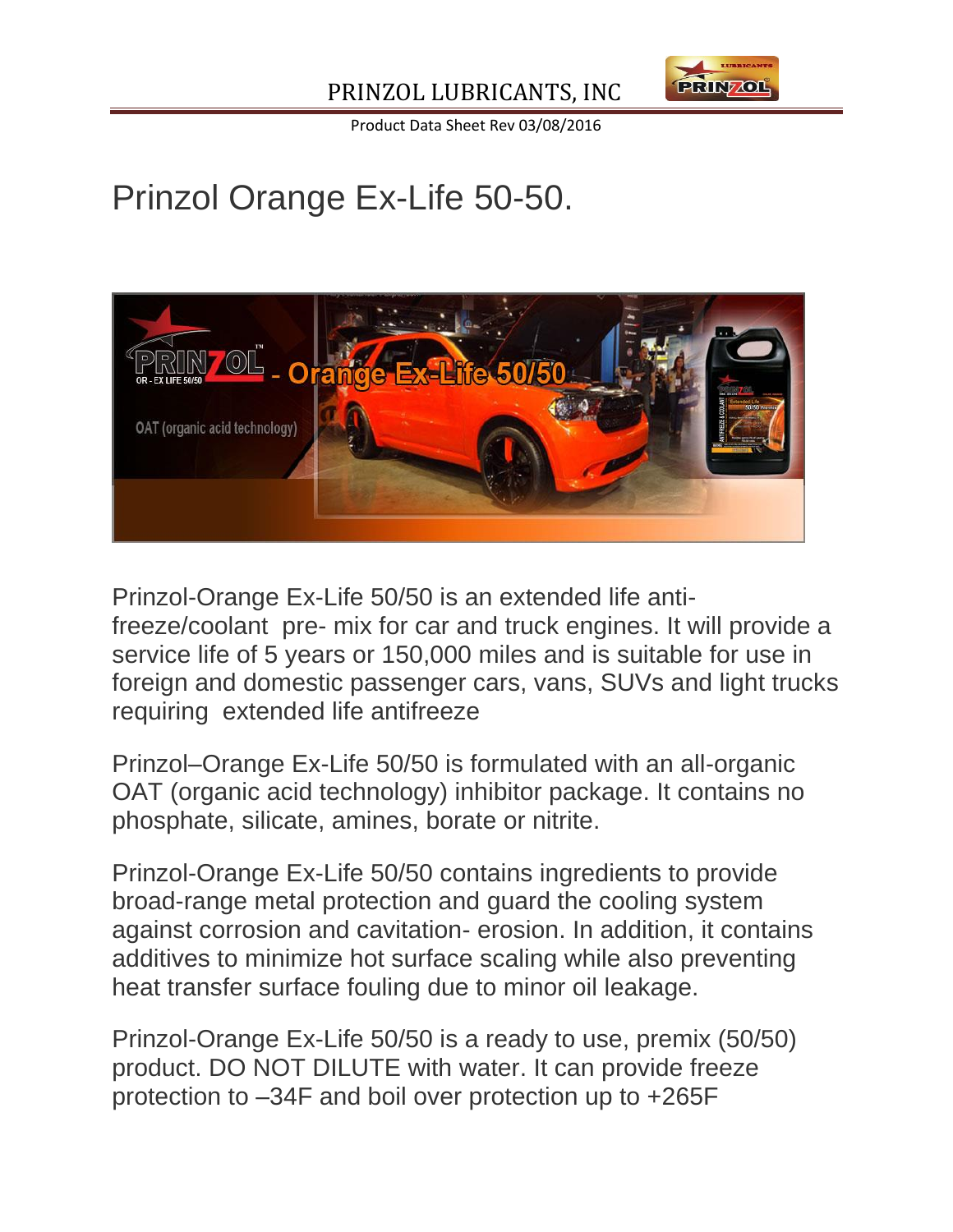# Prinzol Orange Ex-Life 50-50.

Prinzol-Orange Ex-Life 50/50 is an extended life anti-freeze/coolant pre- mix for car and truck engines. It will provide a service life of 5 years or 150,000 miles and is suitable for use in foreign and domestic passenger cars, vans, SUVs and light trucks requiring extended life antifreeze

Prinzol–Orange Ex-Life 50/50 is formulated with an all-organic OAT (organic acid technology) inhibitor package. It contains no phosphate, silicate, amines, borate or nitrite.

Prinzol-Orange Ex-Life 50/50 contains ingredients to provide broad-range metal protection and guard the cooling system against corrosion and cavitation- erosion. In addition, it contains additives to minimize hot surface scaling while also preventing heat transfer surface fouling due to minor oil leakage.

Prinzol-Orange Ex-Life 50/50 is a ready to use, premix (50/50) product. DO NOT DILUTE with water. It can provide freeze protection to –34F and boil over protection up to +265F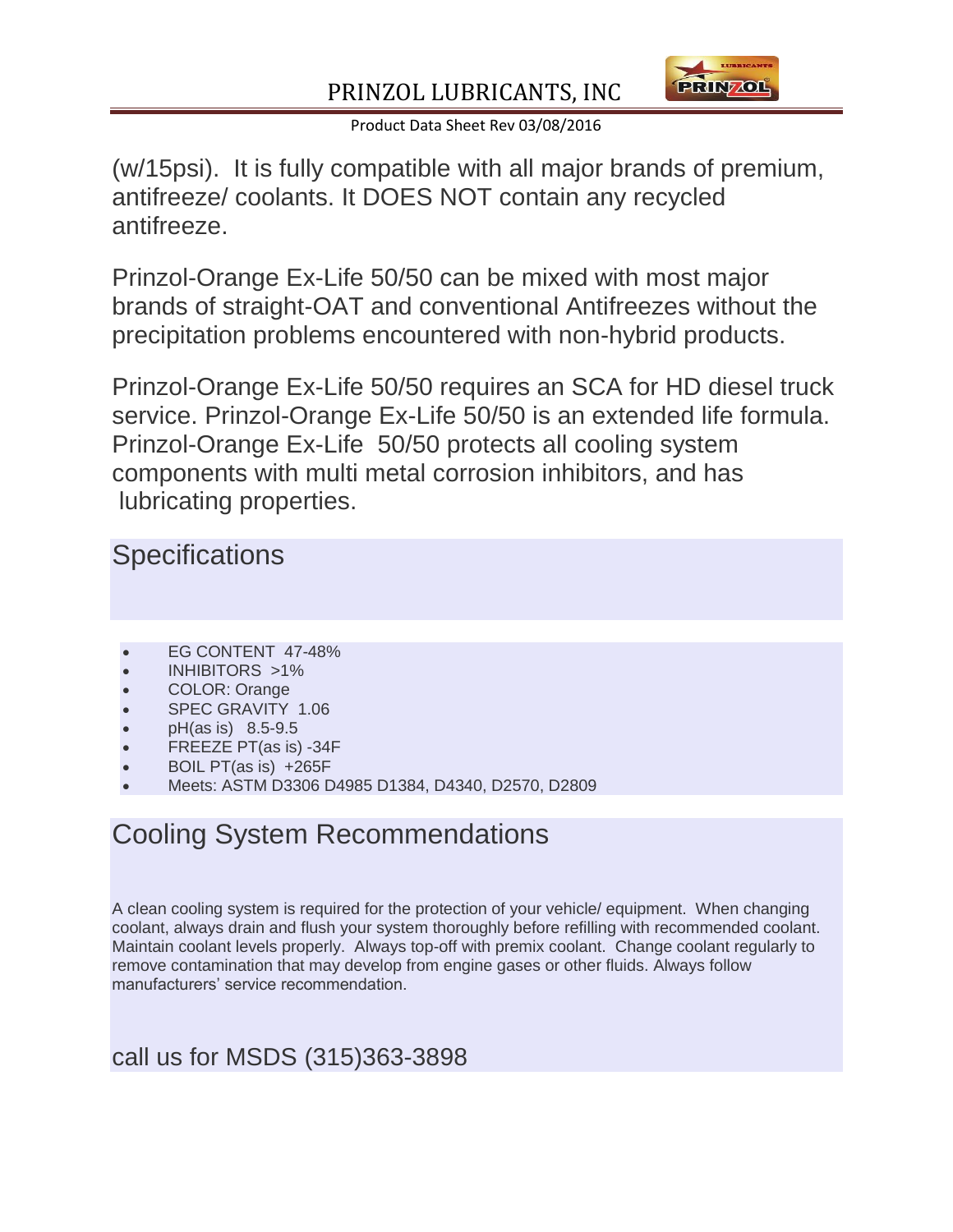(w/15psi). It is fully compatible with all major brands of premium, antifreeze/ coolants. It DOES NOT contain any recycled antifreeze.

Prinzol-Orange Ex-Life 50/50 can be mixed with most major brands of straight-OAT and conventional Antifreezes without the precipitation problems encountered with non-hybrid products.

Prinzol-Orange Ex-Life 50/50 requires an SCA for HD diesel truck service. Prinzol-Orange Ex-Life 50/50 is an extended life formula. Prinzol-Orange Ex-Life 50/50 protects all cooling system components with multi metal corrosion inhibitors, and has lubricating properties.

## Specifications

- EG CONTENT 47-48%
- INHIBITORS >1%
- COLOR: Orange
- SPEC GRAVITY 1.06
- pH(as is) 8.5-9.5
- FREEZE PT(as is) -34F
- BOIL PT(as is) +265F
- Meets: ASTM D3306 D4985 D1384, D4340, D2570, D2809

## Cooling System Recommendations

A clean cooling system is required for the protection of your vehicle/ equipment. When changing coolant, always drain and flush your system thoroughly before refilling with recommended coolant. Maintain coolant levels properly. Always top-off with premix coolant. Change coolant regularly to remove contamination that may develop from engine gases or other fluids. Always follow manufacturers' service recommendation.

## call us for MSDS (315)363-3898